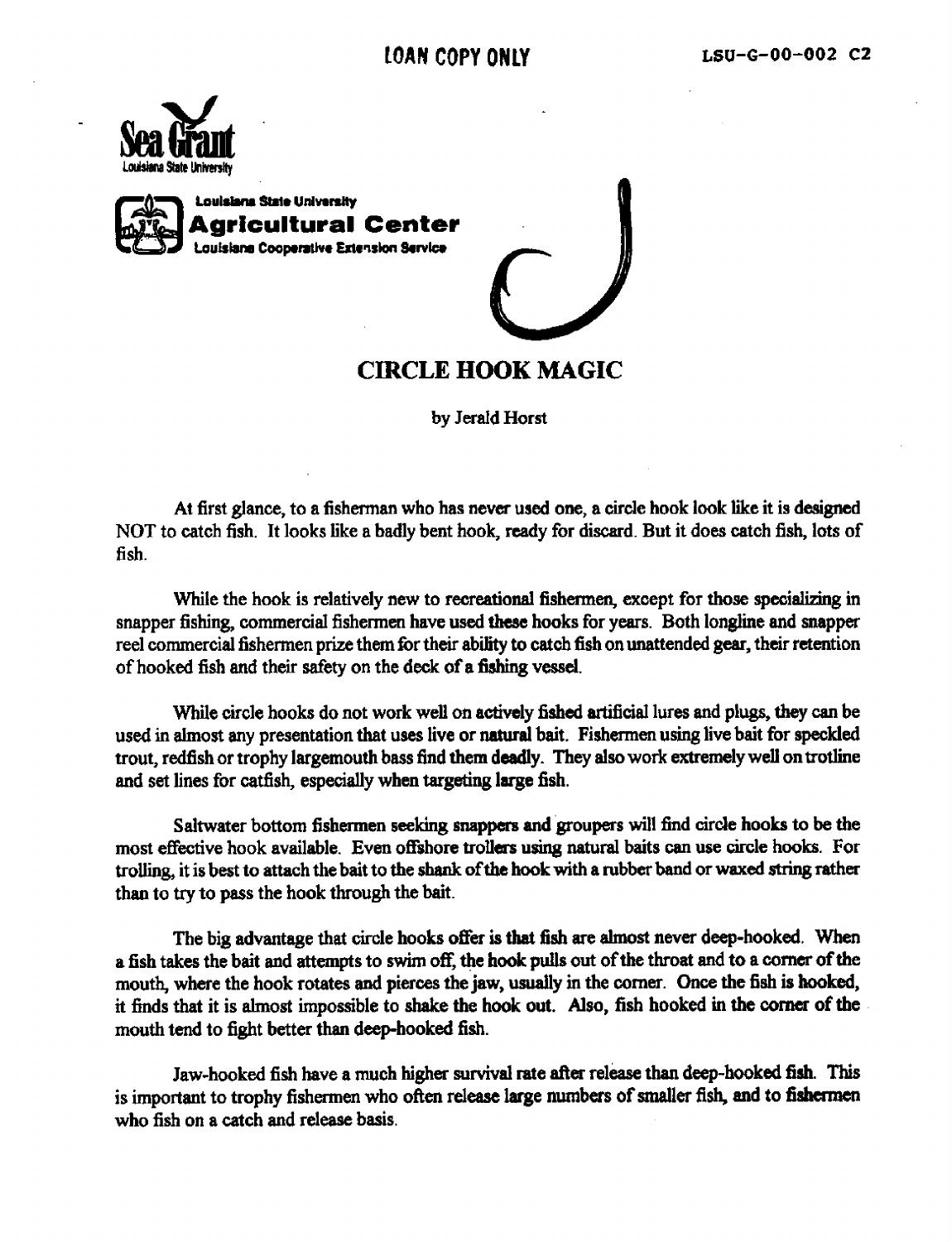LOAN COPY ONLY

LSU-G-00-002 C2

Sea Grant
Louisiana State University

Louisiana State University
Agricultural Center
Louisiana Cooperative Extension Service

# CIRCLE HOOK MAGIC

by Jerald Horst

At first glance, to a fisherman who has never used one, a circle hook look like it is designed NOT to catch fish. It looks like a badly bent hook, ready for discard. But it does catch fish, lots of fish.

While the hook is relatively new to recreational fishermen, except for those specializing in snapper fishing, commercial fishermen have used these hooks for years. Both longline and snapper reel commercial fishermen prize them for their ability to catch fish on unattended gear, their retention of hooked fish and their safety on the deck of a fishing vessel.

While circle hooks do not work well on actively fished artificial lures and plugs, they can be used in almost any presentation that uses live or natural bait. Fishermen using live bait for speckled trout, redfish or trophy largemouth bass find them deadly. They also work extremely well on trotline and set lines for catfish, especially when targeting large fish.

Saltwater bottom fishermen seeking snappers and groupers will find circle hooks to be the most effective hook available. Even offshore trollers using natural baits can use circle hooks. For trolling, it is best to attach the bait to the shank of the hook with a rubber band or waxed string rather than to try to pass the hook through the bait.

The big advantage that circle hooks offer is that fish are almost never deep-hooked. When a fish takes the bait and attempts to swim off, the hook pulls out of the throat and to a corner of the mouth, where the hook rotates and pierces the jaw, usually in the corner. Once the fish is hooked, it finds that it is almost impossible to shake the hook out. Also, fish hooked in the corner of the mouth tend to fight better than deep-hooked fish.

Jaw-hooked fish have a much higher survival rate after release than deep-hooked fish. This is important to trophy fishermen who often release large numbers of smaller fish, and to fishermen who fish on a catch and release basis.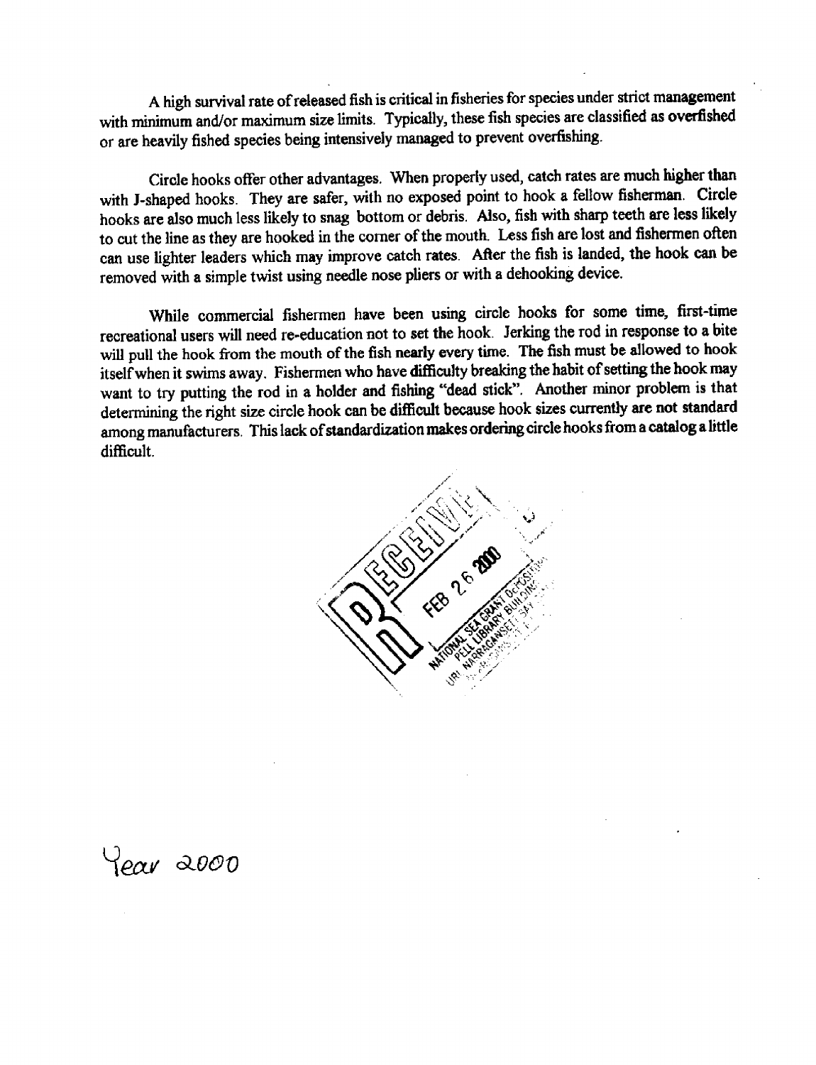A high survival rate of released fish is critical in fisheries for species under strict management with minimum and/or maximum size limits. Typically, these fish species are classified as overfished or are heavily fished species being intensively managed to prevent overfishing.

Circle hooks offer other advantages. When properly used, catch rates are much higher than with J-shaped hooks. They are safer, with no exposed point to hook a fellow fisherman. Circle hooks are also much less likely to snag bottom or debris. Also, fish with sharp teeth are less likely to cut the line as they are hooked in the corner of the mouth. Less fish are lost and fishermen often can use lighter leaders which may improve catch rates. After the fish is landed, the hook can be removed with a simple twist using needle nose pliers or with a dehooking device.

While commercial fishermen have been using circle hooks for some time, first-time recreational users will need re-education not to set the hook. Jerking the rod in response to a bite will pull the hook from the mouth of the fish nearly every time. The fish must be allowed to hook itself when it swims away. Fishermen who have difficulty breaking the habit of setting the hook may want to try putting the rod in a holder and fishing "dead stick". Another minor problem is that determining the right size circle hook can be difficult because hook sizes currently are not standard among manufacturers. This lack of standardization makes ordering circle hooks from a catalog a little difficult.

RECEIVED
FEB 26 2000
NATIONAL SEA GRANT DEPOSITORY
PELL LIBRARY BUILDING
URI, NARRAGANSETT BAY CAMPUS

Year 2000